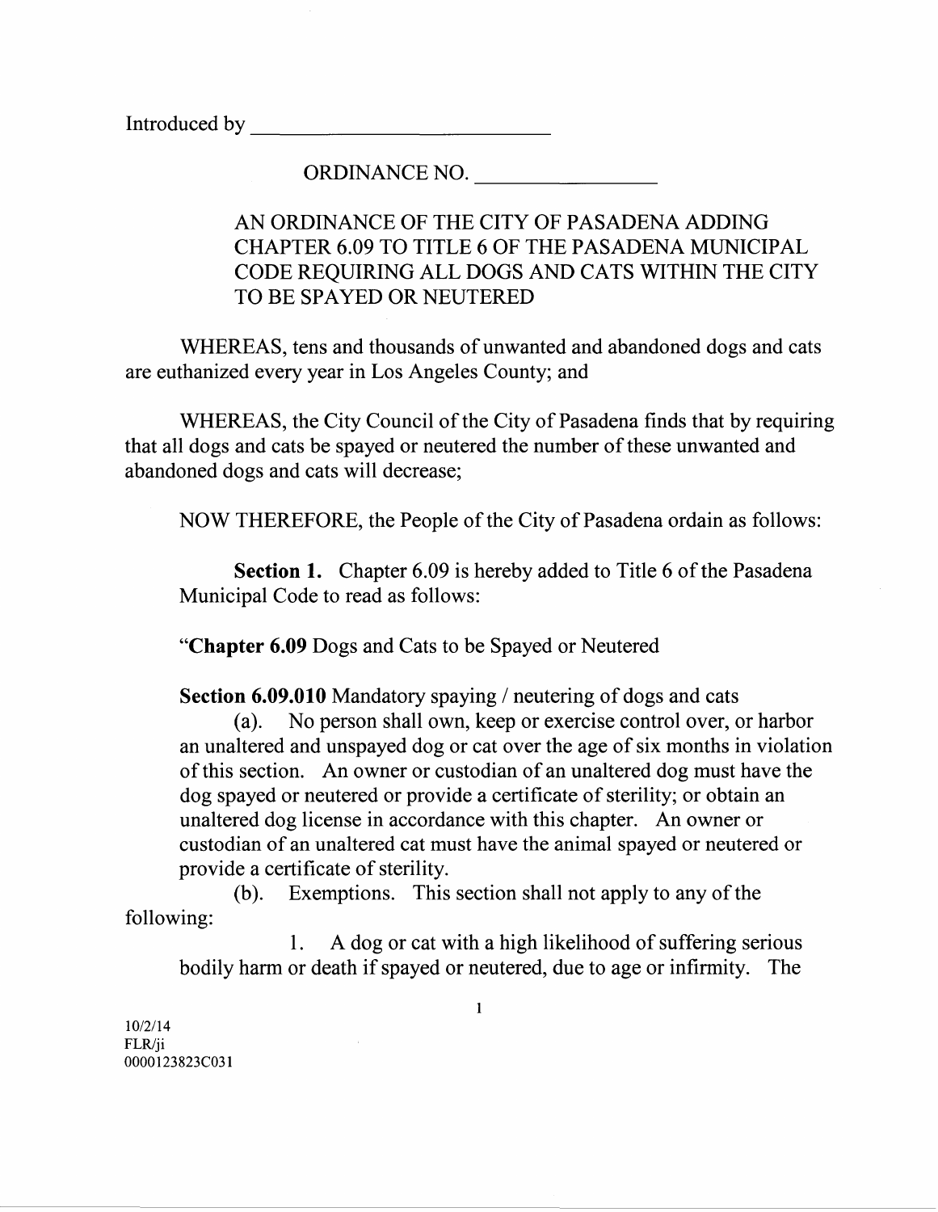Introduced by ____________________________

ORDINANCE NO. ________________

AN ORDINANCE OF THE CITY OF PASADENA ADDING CHAPTER 6.09 TO TITLE 6 OF THE PASADENA MUNICIPAL CODE REQUIRING ALL DOGS AND CATS WITHIN THE CITY TO BE SPAYED OR NEUTERED

WHEREAS, tens and thousands of unwanted and abandoned dogs and cats are euthanized every year in Los Angeles County; and

WHEREAS, the City Council of the City of Pasadena finds that by requiring that all dogs and cats be spayed or neutered the number of these unwanted and abandoned dogs and cats will decrease;

NOW THEREFORE, the People of the City of Pasadena ordain as follows:

**Section 1.** Chapter 6.09 is hereby added to Title 6 of the Pasadena Municipal Code to read as follows:

"**Chapter 6.09** Dogs and Cats to be Spayed or Neutered

**Section 6.09.010** Mandatory spaying / neutering of dogs and cats

(a). No person shall own, keep or exercise control over, or harbor an unaltered and unspayed dog or cat over the age of six months in violation of this section. An owner or custodian of an unaltered dog must have the dog spayed or neutered or provide a certificate of sterility; or obtain an unaltered dog license in accordance with this chapter. An owner or custodian of an unaltered cat must have the animal spayed or neutered or provide a certificate of sterility.

(b). Exemptions. This section shall not apply to any of the following:

1. A dog or cat with a high likelihood of suffering serious bodily harm or death if spayed or neutered, due to age or infirmity. The

10/2/14
FLR/ji
0000123823C031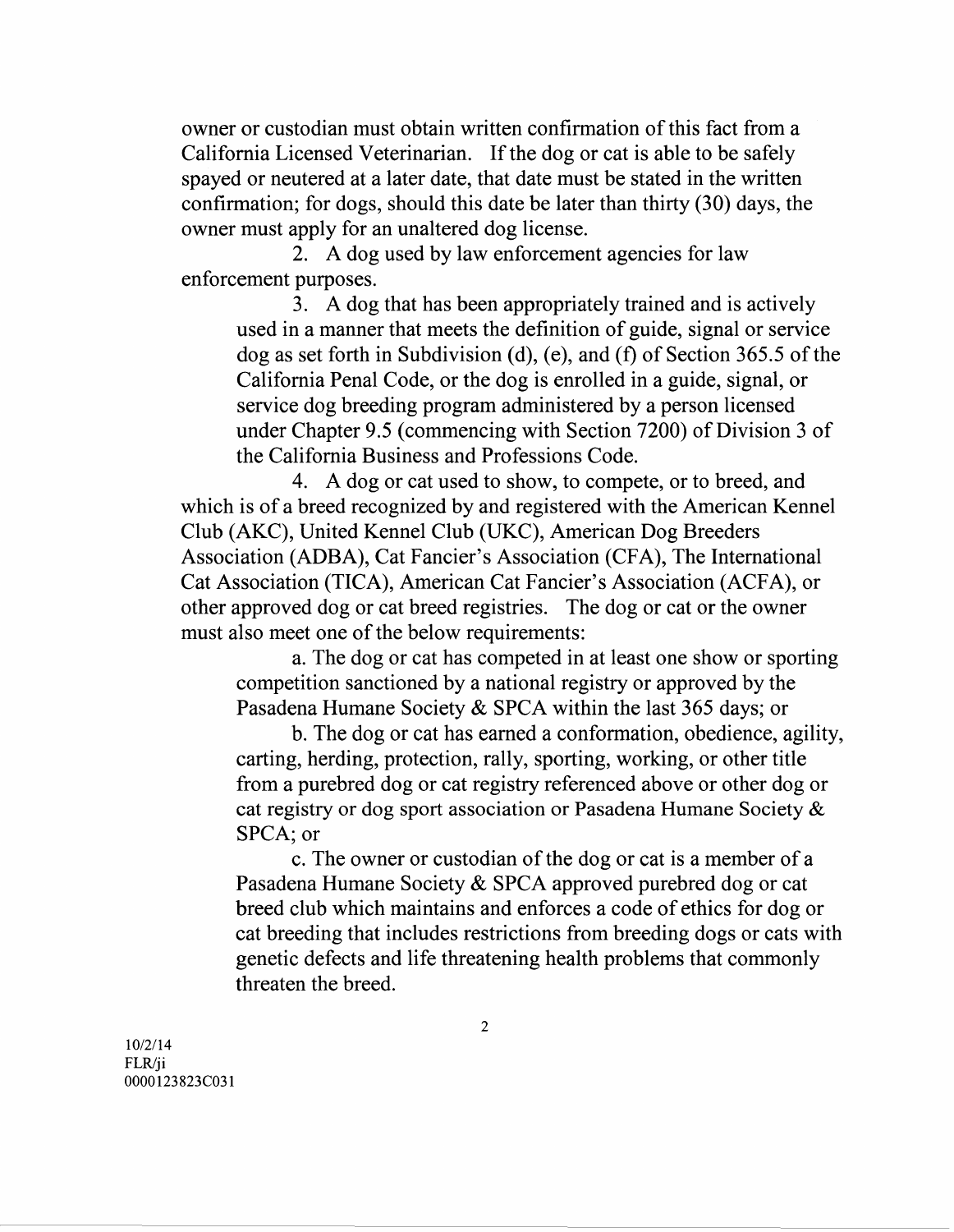owner or custodian must obtain written confirmation of this fact from a California Licensed Veterinarian. If the dog or cat is able to be safely spayed or neutered at a later date, that date must be stated in the written confirmation; for dogs, should this date be later than thirty (30) days, the owner must apply for an unaltered dog license.

2. A dog used by law enforcement agencies for law enforcement purposes.

3. A dog that has been appropriately trained and is actively used in a manner that meets the definition of guide, signal or service dog as set forth in Subdivision (d), (e), and (f) of Section 365.5 of the California Penal Code, or the dog is enrolled in a guide, signal, or service dog breeding program administered by a person licensed under Chapter 9.5 (commencing with Section 7200) of Division 3 of the California Business and Professions Code.

4. A dog or cat used to show, to compete, or to breed, and which is of a breed recognized by and registered with the American Kennel Club (AKC), United Kennel Club (UKC), American Dog Breeders Association (ADBA), Cat Fancier's Association (CFA), The International Cat Association (TICA), American Cat Fancier's Association (ACFA), or other approved dog or cat breed registries. The dog or cat or the owner must also meet one of the below requirements:

a. The dog or cat has competed in at least one show or sporting competition sanctioned by a national registry or approved by the Pasadena Humane Society & SPCA within the last 365 days; or

b. The dog or cat has earned a conformation, obedience, agility, carting, herding, protection, rally, sporting, working, or other title from a purebred dog or cat registry referenced above or other dog or cat registry or dog sport association or Pasadena Humane Society & SPCA; or

c. The owner or custodian of the dog or cat is a member of a Pasadena Humane Society & SPCA approved purebred dog or cat breed club which maintains and enforces a code of ethics for dog or cat breeding that includes restrictions from breeding dogs or cats with genetic defects and life threatening health problems that commonly threaten the breed.

10/2/14
FLR/ji
0000123823C031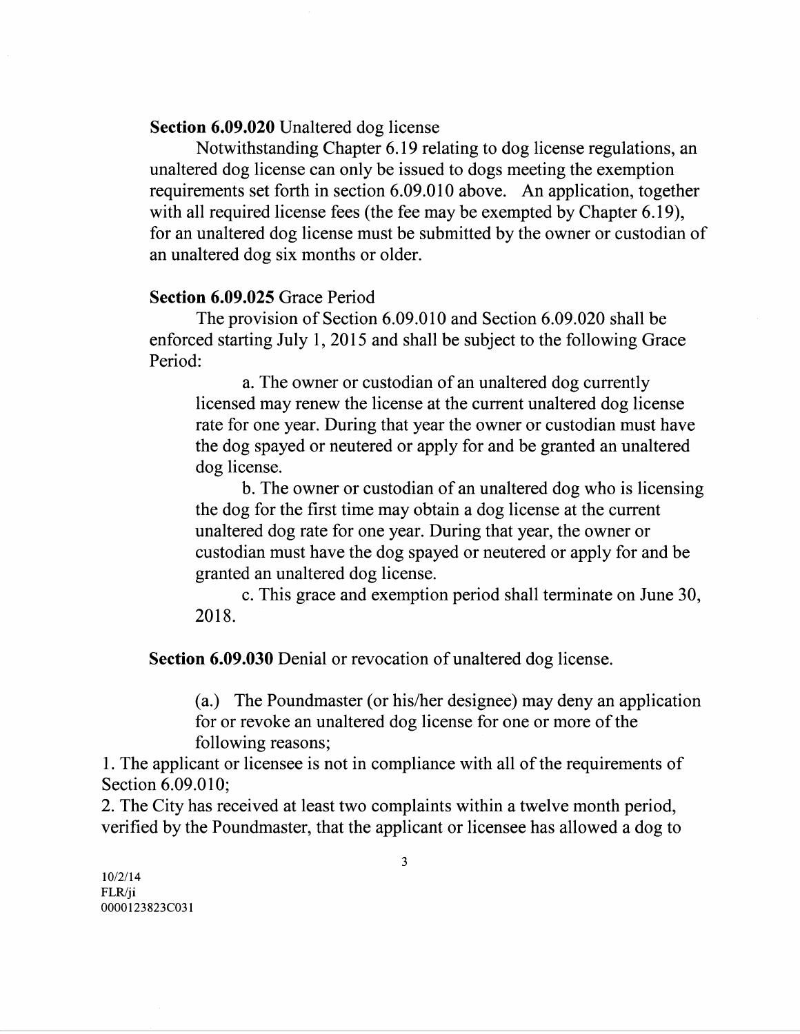**Section 6.09.020** Unaltered dog license

Notwithstanding Chapter 6.19 relating to dog license regulations, an unaltered dog license can only be issued to dogs meeting the exemption requirements set forth in section 6.09.010 above. An application, together with all required license fees (the fee may be exempted by Chapter 6.19), for an unaltered dog license must be submitted by the owner or custodian of an unaltered dog six months or older.

**Section 6.09.025** Grace Period

The provision of Section 6.09.010 and Section 6.09.020 shall be enforced starting July 1, 2015 and shall be subject to the following Grace Period:

a. The owner or custodian of an unaltered dog currently licensed may renew the license at the current unaltered dog license rate for one year. During that year the owner or custodian must have the dog spayed or neutered or apply for and be granted an unaltered dog license.

b. The owner or custodian of an unaltered dog who is licensing the dog for the first time may obtain a dog license at the current unaltered dog rate for one year. During that year, the owner or custodian must have the dog spayed or neutered or apply for and be granted an unaltered dog license.

c. This grace and exemption period shall terminate on June 30, 2018.

**Section 6.09.030** Denial or revocation of unaltered dog license.

(a.) The Poundmaster (or his/her designee) may deny an application for or revoke an unaltered dog license for one or more of the following reasons;

1. The applicant or licensee is not in compliance with all of the requirements of Section 6.09.010;

2. The City has received at least two complaints within a twelve month period, verified by the Poundmaster, that the applicant or licensee has allowed a dog to

10/2/14
FLR/ji
0000123823C031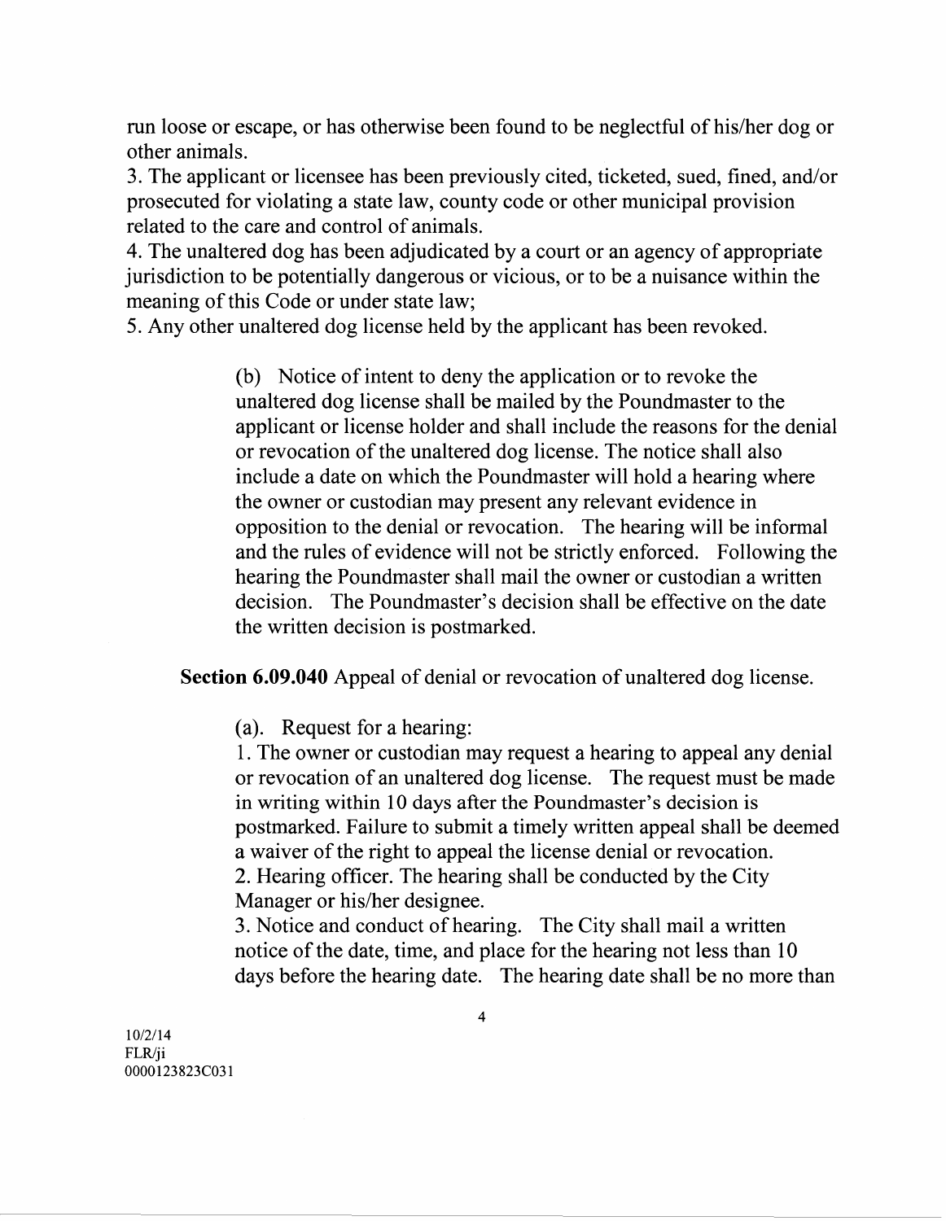run loose or escape, or has otherwise been found to be neglectful of his/her dog or other animals.

3. The applicant or licensee has been previously cited, ticketed, sued, fined, and/or prosecuted for violating a state law, county code or other municipal provision related to the care and control of animals.

4. The unaltered dog has been adjudicated by a court or an agency of appropriate jurisdiction to be potentially dangerous or vicious, or to be a nuisance within the meaning of this Code or under state law;

5. Any other unaltered dog license held by the applicant has been revoked.

(b) Notice of intent to deny the application or to revoke the unaltered dog license shall be mailed by the Poundmaster to the applicant or license holder and shall include the reasons for the denial or revocation of the unaltered dog license. The notice shall also include a date on which the Poundmaster will hold a hearing where the owner or custodian may present any relevant evidence in opposition to the denial or revocation. The hearing will be informal and the rules of evidence will not be strictly enforced. Following the hearing the Poundmaster shall mail the owner or custodian a written decision. The Poundmaster's decision shall be effective on the date the written decision is postmarked.

**Section 6.09.040** Appeal of denial or revocation of unaltered dog license.

(a). Request for a hearing:

1. The owner or custodian may request a hearing to appeal any denial or revocation of an unaltered dog license. The request must be made in writing within 10 days after the Poundmaster's decision is postmarked. Failure to submit a timely written appeal shall be deemed a waiver of the right to appeal the license denial or revocation.

2. Hearing officer. The hearing shall be conducted by the City Manager or his/her designee.

3. Notice and conduct of hearing. The City shall mail a written notice of the date, time, and place for the hearing not less than 10 days before the hearing date. The hearing date shall be no more than

10/2/14
FLR/ji
0000123823C031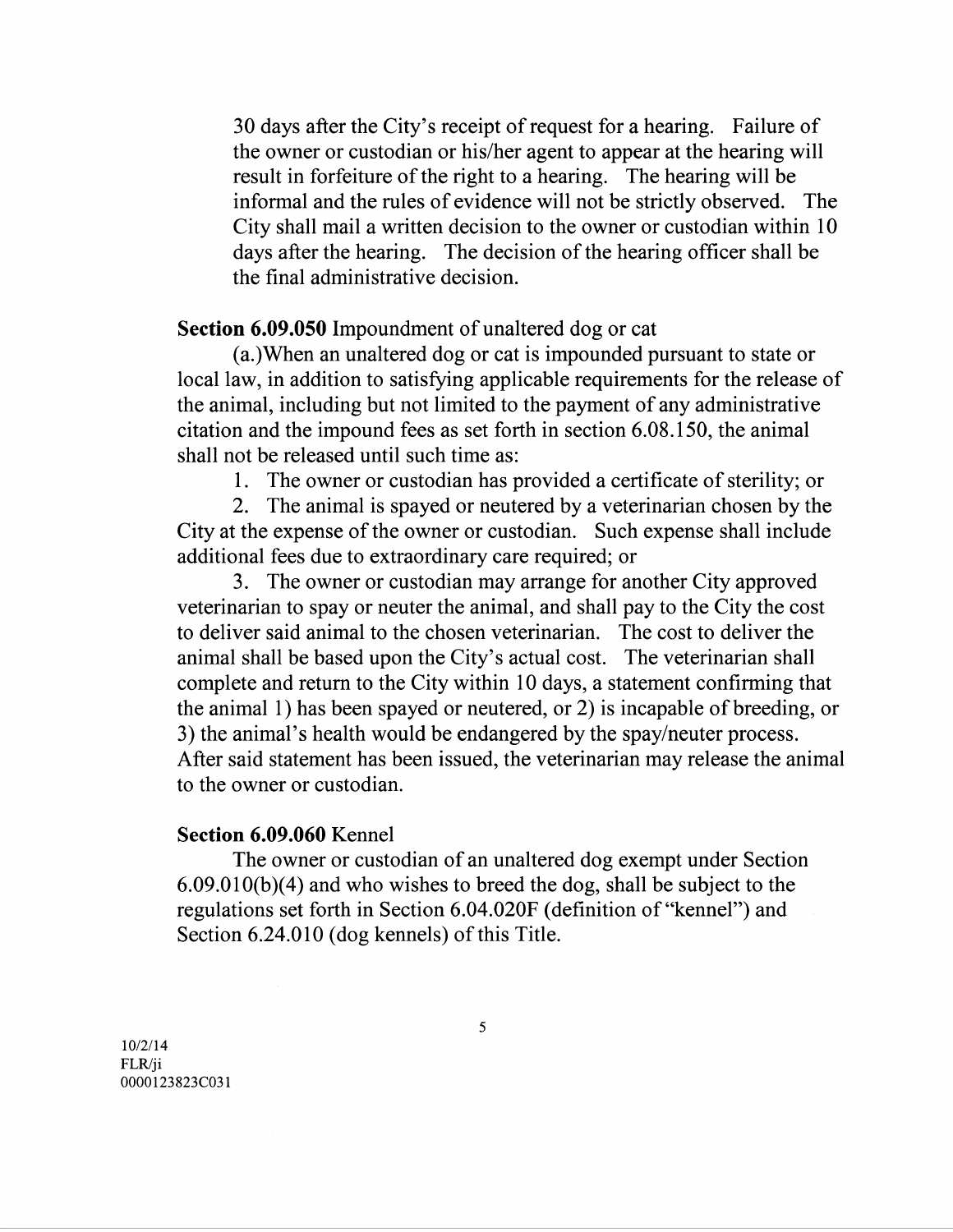30 days after the City's receipt of request for a hearing. Failure of the owner or custodian or his/her agent to appear at the hearing will result in forfeiture of the right to a hearing. The hearing will be informal and the rules of evidence will not be strictly observed. The City shall mail a written decision to the owner or custodian within 10 days after the hearing. The decision of the hearing officer shall be the final administrative decision.

**Section 6.09.050** Impoundment of unaltered dog or cat

(a.)When an unaltered dog or cat is impounded pursuant to state or local law, in addition to satisfying applicable requirements for the release of the animal, including but not limited to the payment of any administrative citation and the impound fees as set forth in section 6.08.150, the animal shall not be released until such time as:

1. The owner or custodian has provided a certificate of sterility; or

2. The animal is spayed or neutered by a veterinarian chosen by the City at the expense of the owner or custodian. Such expense shall include additional fees due to extraordinary care required; or

3. The owner or custodian may arrange for another City approved veterinarian to spay or neuter the animal, and shall pay to the City the cost to deliver said animal to the chosen veterinarian. The cost to deliver the animal shall be based upon the City's actual cost. The veterinarian shall complete and return to the City within 10 days, a statement confirming that the animal 1) has been spayed or neutered, or 2) is incapable of breeding, or 3) the animal's health would be endangered by the spay/neuter process. After said statement has been issued, the veterinarian may release the animal to the owner or custodian.

**Section 6.09.060** Kennel

The owner or custodian of an unaltered dog exempt under Section 6.09.010(b)(4) and who wishes to breed the dog, shall be subject to the regulations set forth in Section 6.04.020F (definition of "kennel") and Section 6.24.010 (dog kennels) of this Title.

10/2/14
FLR/ji
0000123823C031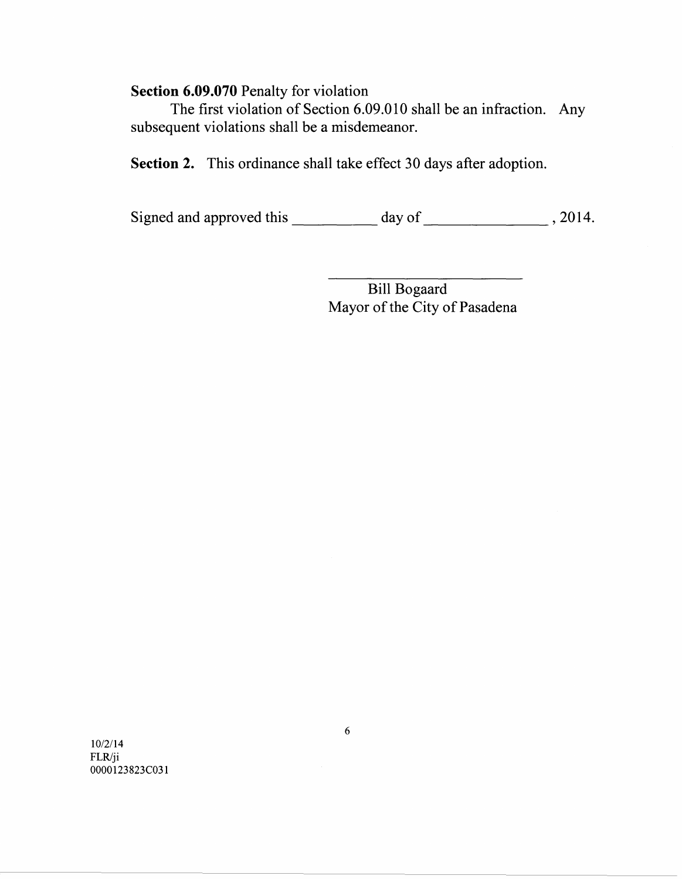**Section 6.09.070** Penalty for violation

The first violation of Section 6.09.010 shall be an infraction. Any subsequent violations shall be a misdemeanor.

**Section 2.** This ordinance shall take effect 30 days after adoption.

Signed and approved this __________ day of ______________ , 2014.

________________________

Bill Bogaard

Mayor of the City of Pasadena

10/2/14

FLR/ji

0000123823C031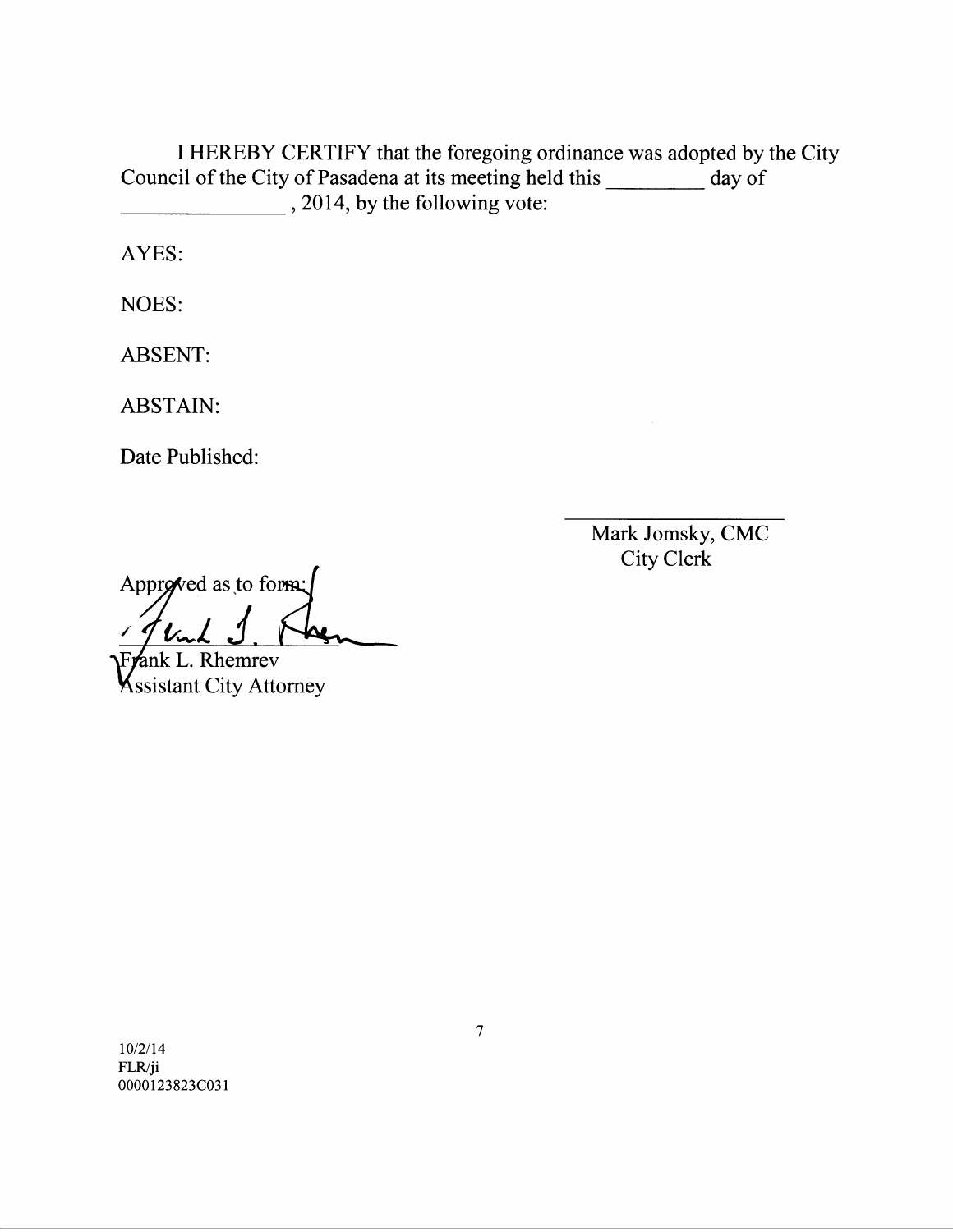I HEREBY CERTIFY that the foregoing ordinance was adopted by the City Council of the City of Pasadena at its meeting held this _________ day of _______________, 2014, by the following vote:

AYES:

NOES:

ABSENT:

ABSTAIN:

Date Published:

_____________________
Mark Jomsky, CMC
City Clerk

Approved as to form:

_____________________
Frank L. Rhemrev
Assistant City Attorney

10/2/14
FLR/ji
0000123823C031